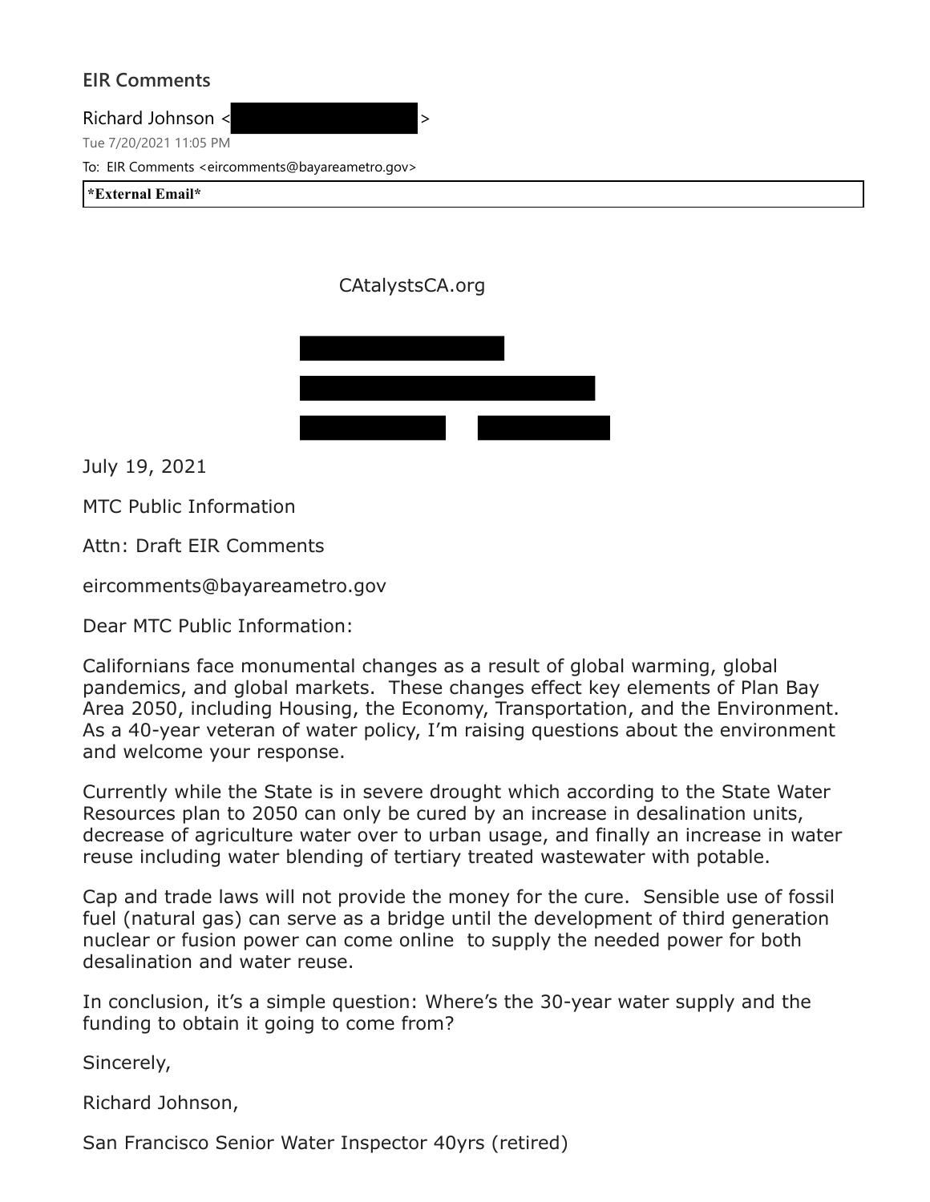# EIR Comments

Richard Johnson <█████████████>

Tue 7/20/2021 11:05 PM

To: EIR Comments <eircomments@bayareametro.gov>

**\*External Email\***

CAtalystsCA.org

July 19, 2021

MTC Public Information

Attn: Draft EIR Comments

eircomments@bayareametro.gov

Dear MTC Public Information:

Californians face monumental changes as a result of global warming, global pandemics, and global markets. These changes effect key elements of Plan Bay Area 2050, including Housing, the Economy, Transportation, and the Environment. As a 40-year veteran of water policy, I'm raising questions about the environment and welcome your response.

Currently while the State is in severe drought which according to the State Water Resources plan to 2050 can only be cured by an increase in desalination units, decrease of agriculture water over to urban usage, and finally an increase in water reuse including water blending of tertiary treated wastewater with potable.

Cap and trade laws will not provide the money for the cure. Sensible use of fossil fuel (natural gas) can serve as a bridge until the development of third generation nuclear or fusion power can come online to supply the needed power for both desalination and water reuse.

In conclusion, it's a simple question: Where's the 30-year water supply and the funding to obtain it going to come from?

Sincerely,

Richard Johnson,

San Francisco Senior Water Inspector 40yrs (retired)